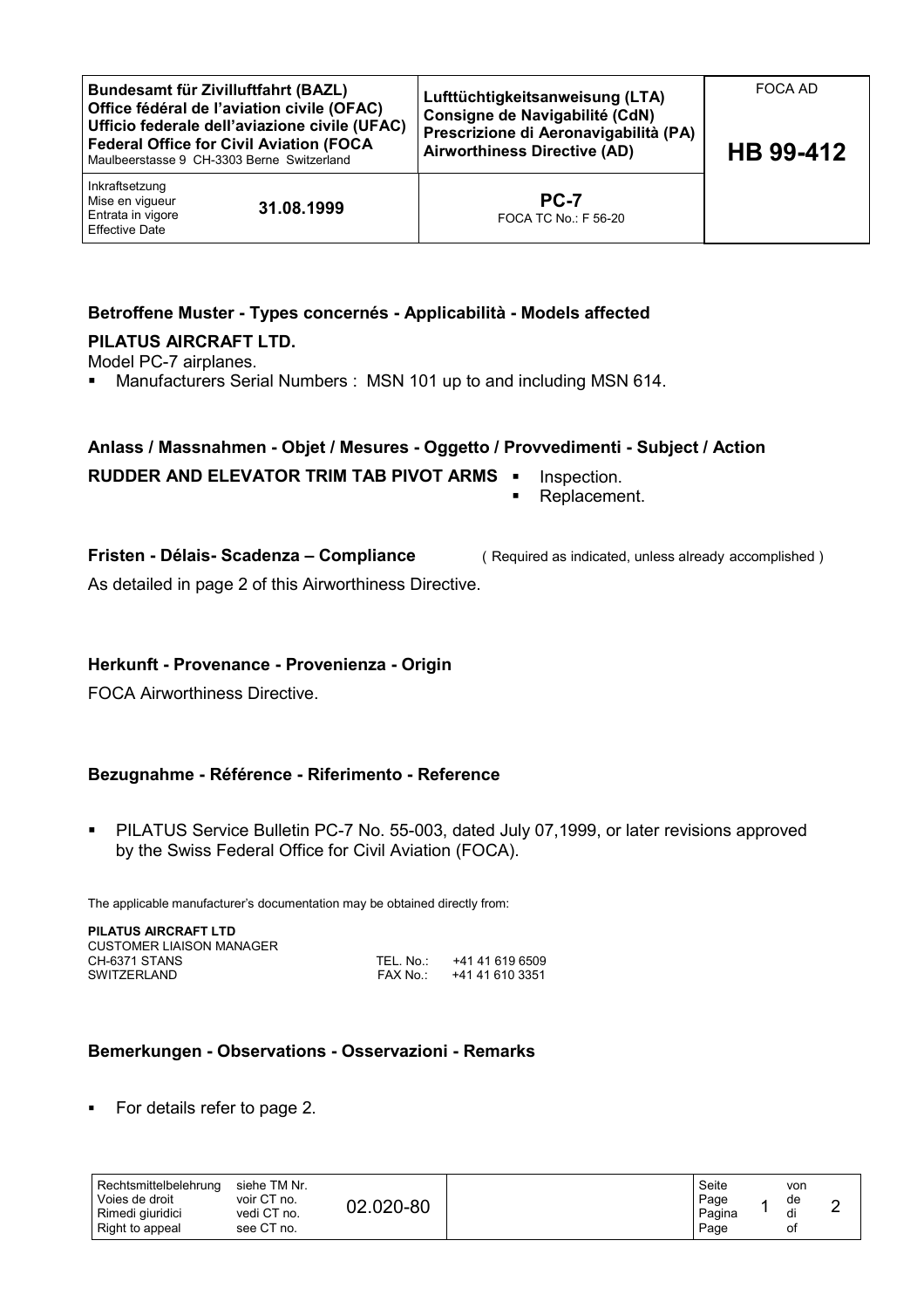| Bundesamt für Zivilluftfahrt (BAZL)<br>Office fédéral de l'aviation civile (OFAC)<br>Ufficio federale dell'aviazione civile (UFAC)<br>Federal Office for Civil Aviation (FOCA<br>Maulbeerstasse 9 CH-3303 Berne Switzerland | Lufttüchtigkeitsanweisung (LTA)<br>Consigne de Navigabilité (CdN)<br>Prescrizione di Aeronavigabilità (PA)<br>Airworthiness Directive (AD) | FOCA AD<br><br>**HB 99-412** |
|---|---|---|
| Inkraftsetzung<br>Mise en vigueur<br>Entrata in vigore<br>Effective Date — **31.08.1999** | **PC-7**<br>FOCA TC No.: F 56-20 | |

## Betroffene Muster - Types concernés - Applicabilità - Models affected

**PILATUS AIRCRAFT LTD.**

Model PC-7 airplanes.

- Manufacturers Serial Numbers : MSN 101 up to and including MSN 614.

## Anlass / Massnahmen - Objet / Mesures - Oggetto / Provvedimenti - Subject / Action

**RUDDER AND ELEVATOR TRIM TAB PIVOT ARMS**

- Inspection.
- Replacement.

## Fristen - Délais- Scadenza – Compliance

( Required as indicated, unless already accomplished )

As detailed in page 2 of this Airworthiness Directive.

## Herkunft - Provenance - Provenienza - Origin

FOCA Airworthiness Directive.

## Bezugnahme - Référence - Riferimento - Reference

- PILATUS Service Bulletin PC-7 No. 55-003, dated July 07,1999, or later revisions approved by the Swiss Federal Office for Civil Aviation (FOCA).

The applicable manufacturer's documentation may be obtained directly from:

**PILATUS AIRCRAFT LTD**
CUSTOMER LIAISON MANAGER
CH-6371 STANS — TEL. No.: +41 41 619 6509
SWITZERLAND — FAX No.: +41 41 610 3351

## Bemerkungen - Observations - Osservazioni - Remarks

- For details refer to page 2.

| Rechtsmittelbelehrung<br>Voies de droit<br>Rimedi giuridici<br>Right to appeal | siehe TM Nr.<br>voir CT no.<br>vedi CT no.<br>see CT no. | 02.020-80 |
|---|---|---|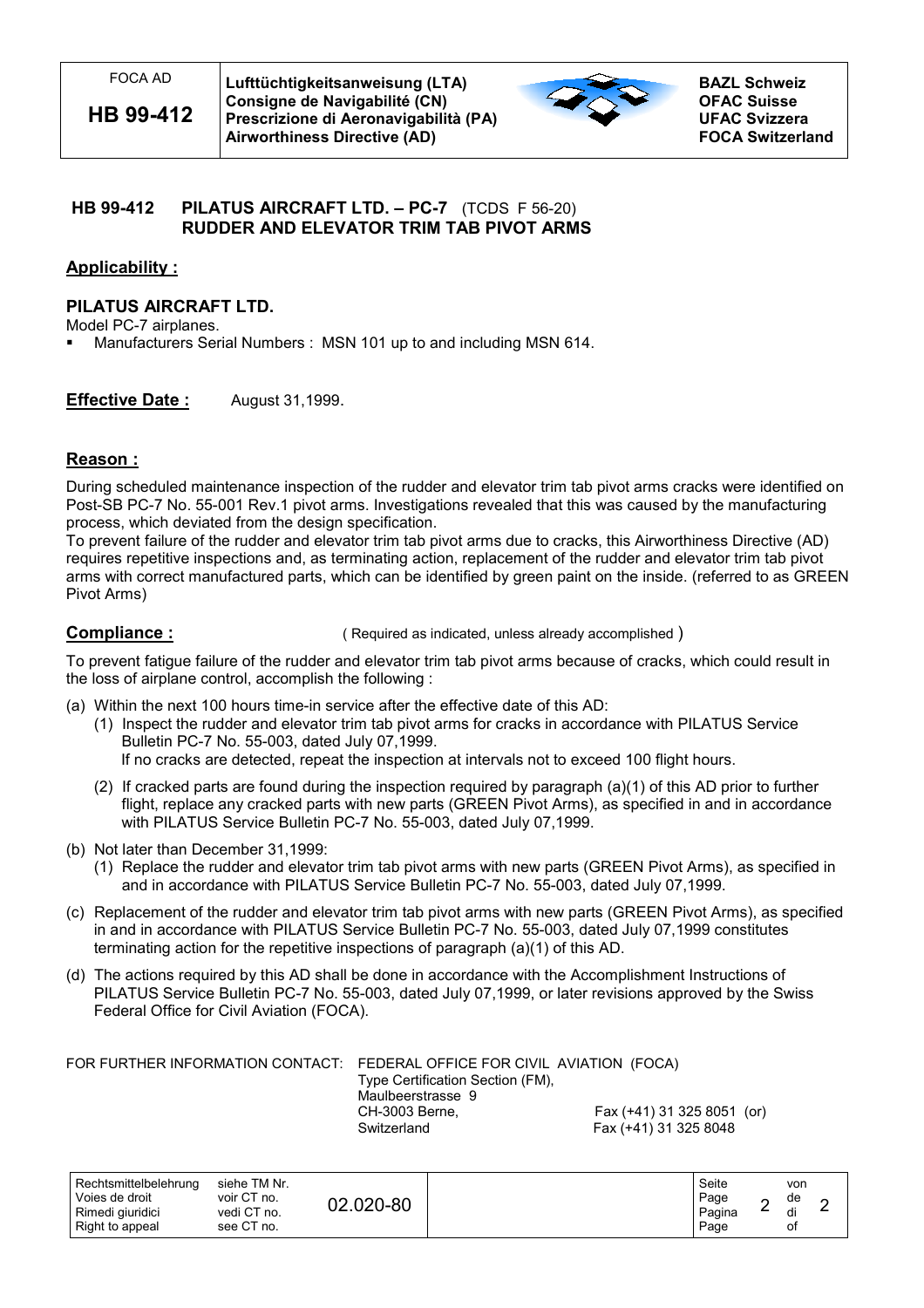| FOCA AD | | |
|---|---|---|
| **HB 99-412** | **Lufttüchtigkeitsanweisung (LTA)**<br>**Consigne de Navigabilité (CN)**<br>**Prescrizione di Aeronavigabilità (PA)**<br>**Airworthiness Directive (AD)** | **BAZL Schweiz**<br>**OFAC Suisse**<br>**UFAC Svizzera**<br>**FOCA Switzerland** |

## HB 99-412 PILATUS AIRCRAFT LTD. – PC-7 (TCDS F 56-20) RUDDER AND ELEVATOR TRIM TAB PIVOT ARMS

**Applicability :**

**PILATUS AIRCRAFT LTD.**

Model PC-7 airplanes.

- Manufacturers Serial Numbers : MSN 101 up to and including MSN 614.

**Effective Date :** August 31,1999.

**Reason :**

During scheduled maintenance inspection of the rudder and elevator trim tab pivot arms cracks were identified on Post-SB PC-7 No. 55-001 Rev.1 pivot arms. Investigations revealed that this was caused by the manufacturing process, which deviated from the design specification.

To prevent failure of the rudder and elevator trim tab pivot arms due to cracks, this Airworthiness Directive (AD) requires repetitive inspections and, as terminating action, replacement of the rudder and elevator trim tab pivot arms with correct manufactured parts, which can be identified by green paint on the inside. (referred to as GREEN Pivot Arms)

**Compliance :** ( Required as indicated, unless already accomplished )

To prevent fatigue failure of the rudder and elevator trim tab pivot arms because of cracks, which could result in the loss of airplane control, accomplish the following :

(a) Within the next 100 hours time-in service after the effective date of this AD:

(1) Inspect the rudder and elevator trim tab pivot arms for cracks in accordance with PILATUS Service Bulletin PC-7 No. 55-003, dated July 07,1999.
If no cracks are detected, repeat the inspection at intervals not to exceed 100 flight hours.

(2) If cracked parts are found during the inspection required by paragraph (a)(1) of this AD prior to further flight, replace any cracked parts with new parts (GREEN Pivot Arms), as specified in and in accordance with PILATUS Service Bulletin PC-7 No. 55-003, dated July 07,1999.

(b) Not later than December 31,1999:

(1) Replace the rudder and elevator trim tab pivot arms with new parts (GREEN Pivot Arms), as specified in and in accordance with PILATUS Service Bulletin PC-7 No. 55-003, dated July 07,1999.

(c) Replacement of the rudder and elevator trim tab pivot arms with new parts (GREEN Pivot Arms), as specified in and in accordance with PILATUS Service Bulletin PC-7 No. 55-003, dated July 07,1999 constitutes terminating action for the repetitive inspections of paragraph (a)(1) of this AD.

(d) The actions required by this AD shall be done in accordance with the Accomplishment Instructions of PILATUS Service Bulletin PC-7 No. 55-003, dated July 07,1999, or later revisions approved by the Swiss Federal Office for Civil Aviation (FOCA).

FOR FURTHER INFORMATION CONTACT: FEDERAL OFFICE FOR CIVIL AVIATION (FOCA)
Type Certification Section (FM),
Maulbeerstrasse 9
CH-3003 Berne, Fax (+41) 31 325 8051 (or)
Switzerland Fax (+41) 31 325 8048

| Rechtsmittelbelehrung<br>Voies de droit<br>Rimedi giuridici<br>Right to appeal | siehe TM Nr.<br>voir CT no.<br>vedi CT no.<br>see CT no. | 02.020-80 |
|---|---|---|